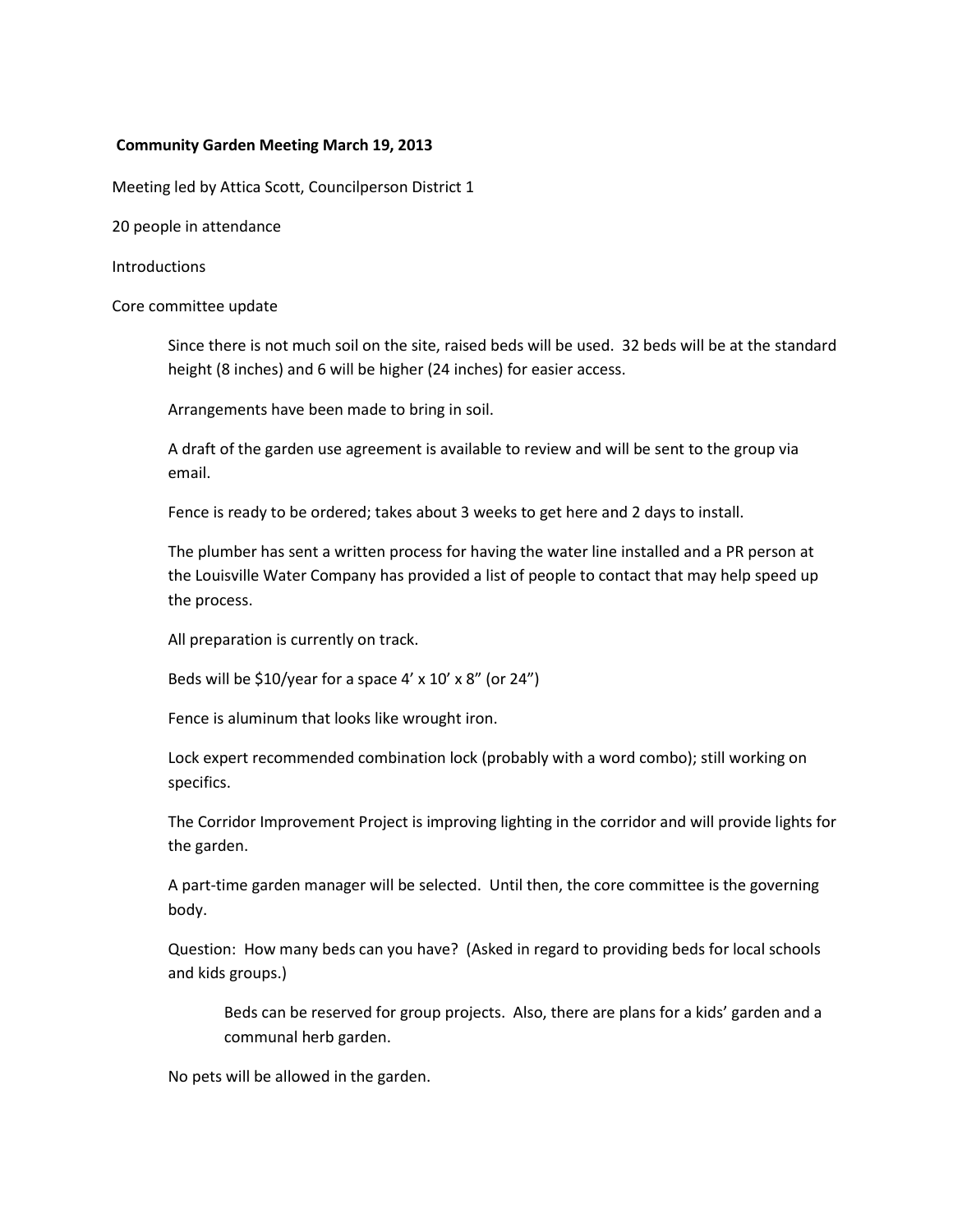**Community Garden Meeting March 19, 2013**

Meeting led by Attica Scott, Councilperson District 1

20 people in attendance

Introductions

Core committee update

> Since there is not much soil on the site, raised beds will be used. 32 beds will be at the standard height (8 inches) and 6 will be higher (24 inches) for easier access.
>
> Arrangements have been made to bring in soil.
>
> A draft of the garden use agreement is available to review and will be sent to the group via email.
>
> Fence is ready to be ordered; takes about 3 weeks to get here and 2 days to install.
>
> The plumber has sent a written process for having the water line installed and a PR person at the Louisville Water Company has provided a list of people to contact that may help speed up the process.
>
> All preparation is currently on track.
>
> Beds will be $10/year for a space 4' x 10' x 8" (or 24")
>
> Fence is aluminum that looks like wrought iron.
>
> Lock expert recommended combination lock (probably with a word combo); still working on specifics.
>
> The Corridor Improvement Project is improving lighting in the corridor and will provide lights for the garden.
>
> A part-time garden manager will be selected. Until then, the core committee is the governing body.
>
> Question: How many beds can you have? (Asked in regard to providing beds for local schools and kids groups.)
>
> > Beds can be reserved for group projects. Also, there are plans for a kids' garden and a communal herb garden.
>
> No pets will be allowed in the garden.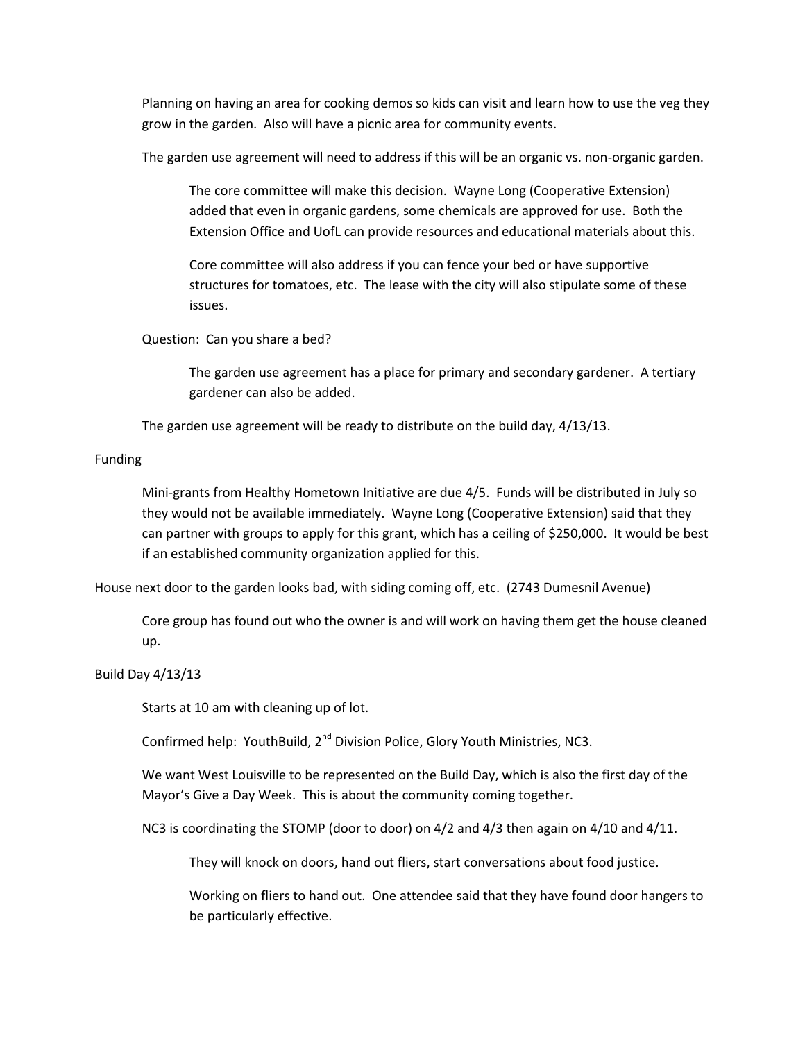Planning on having an area for cooking demos so kids can visit and learn how to use the veg they grow in the garden. Also will have a picnic area for community events.

The garden use agreement will need to address if this will be an organic vs. non-organic garden.

> The core committee will make this decision. Wayne Long (Cooperative Extension) added that even in organic gardens, some chemicals are approved for use. Both the Extension Office and UofL can provide resources and educational materials about this.
>
> Core committee will also address if you can fence your bed or have supportive structures for tomatoes, etc. The lease with the city will also stipulate some of these issues.

Question: Can you share a bed?

> The garden use agreement has a place for primary and secondary gardener. A tertiary gardener can also be added.

The garden use agreement will be ready to distribute on the build day, 4/13/13.

Funding

> Mini-grants from Healthy Hometown Initiative are due 4/5. Funds will be distributed in July so they would not be available immediately. Wayne Long (Cooperative Extension) said that they can partner with groups to apply for this grant, which has a ceiling of $250,000. It would be best if an established community organization applied for this.

House next door to the garden looks bad, with siding coming off, etc. (2743 Dumesnil Avenue)

> Core group has found out who the owner is and will work on having them get the house cleaned up.

Build Day 4/13/13

> Starts at 10 am with cleaning up of lot.
>
> Confirmed help: YouthBuild, 2nd Division Police, Glory Youth Ministries, NC3.
>
> We want West Louisville to be represented on the Build Day, which is also the first day of the Mayor's Give a Day Week. This is about the community coming together.
>
> NC3 is coordinating the STOMP (door to door) on 4/2 and 4/3 then again on 4/10 and 4/11.
>
> > They will knock on doors, hand out fliers, start conversations about food justice.
> >
> > Working on fliers to hand out. One attendee said that they have found door hangers to be particularly effective.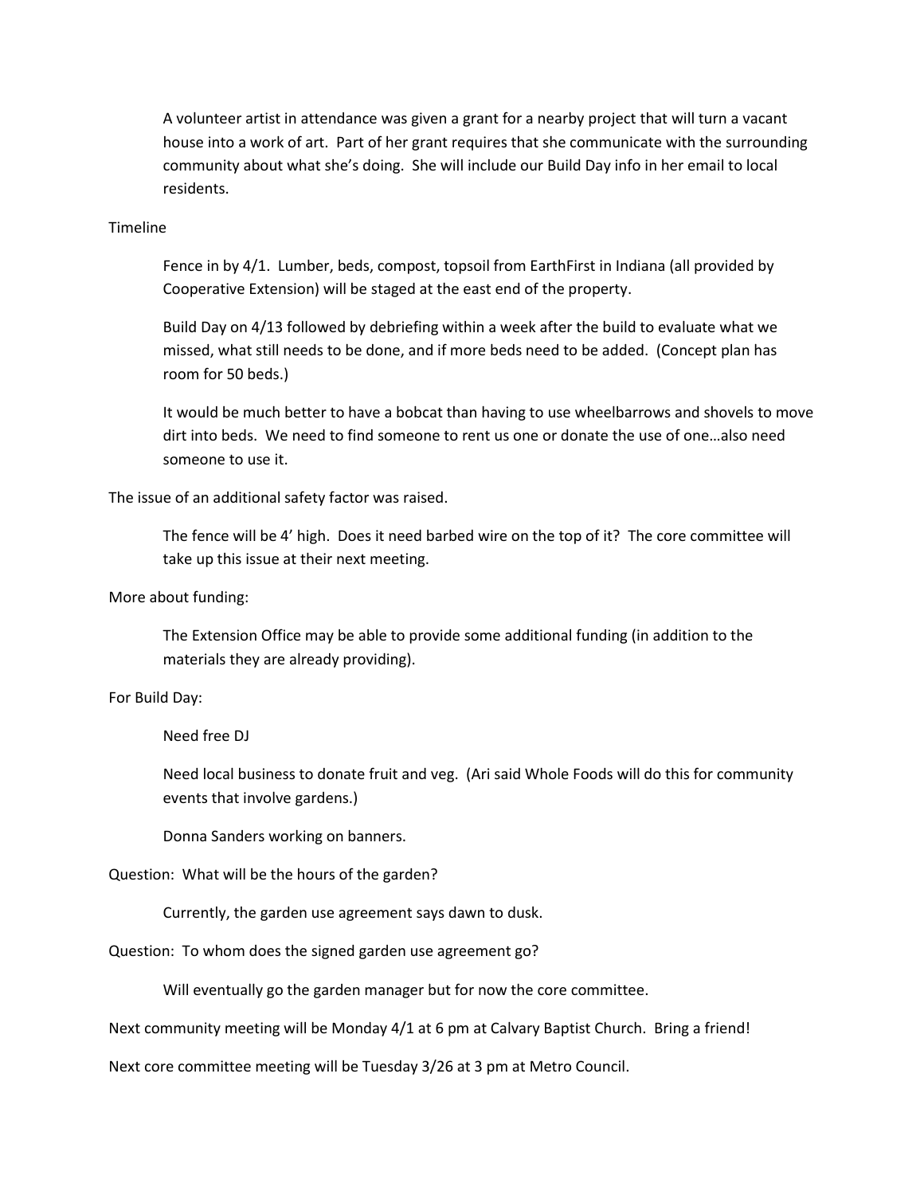A volunteer artist in attendance was given a grant for a nearby project that will turn a vacant house into a work of art. Part of her grant requires that she communicate with the surrounding community about what she's doing. She will include our Build Day info in her email to local residents.

Timeline

Fence in by 4/1. Lumber, beds, compost, topsoil from EarthFirst in Indiana (all provided by Cooperative Extension) will be staged at the east end of the property.

Build Day on 4/13 followed by debriefing within a week after the build to evaluate what we missed, what still needs to be done, and if more beds need to be added. (Concept plan has room for 50 beds.)

It would be much better to have a bobcat than having to use wheelbarrows and shovels to move dirt into beds. We need to find someone to rent us one or donate the use of one…also need someone to use it.

The issue of an additional safety factor was raised.

The fence will be 4' high. Does it need barbed wire on the top of it? The core committee will take up this issue at their next meeting.

More about funding:

The Extension Office may be able to provide some additional funding (in addition to the materials they are already providing).

For Build Day:

Need free DJ

Need local business to donate fruit and veg. (Ari said Whole Foods will do this for community events that involve gardens.)

Donna Sanders working on banners.

Question: What will be the hours of the garden?

Currently, the garden use agreement says dawn to dusk.

Question: To whom does the signed garden use agreement go?

Will eventually go the garden manager but for now the core committee.

Next community meeting will be Monday 4/1 at 6 pm at Calvary Baptist Church. Bring a friend!

Next core committee meeting will be Tuesday 3/26 at 3 pm at Metro Council.